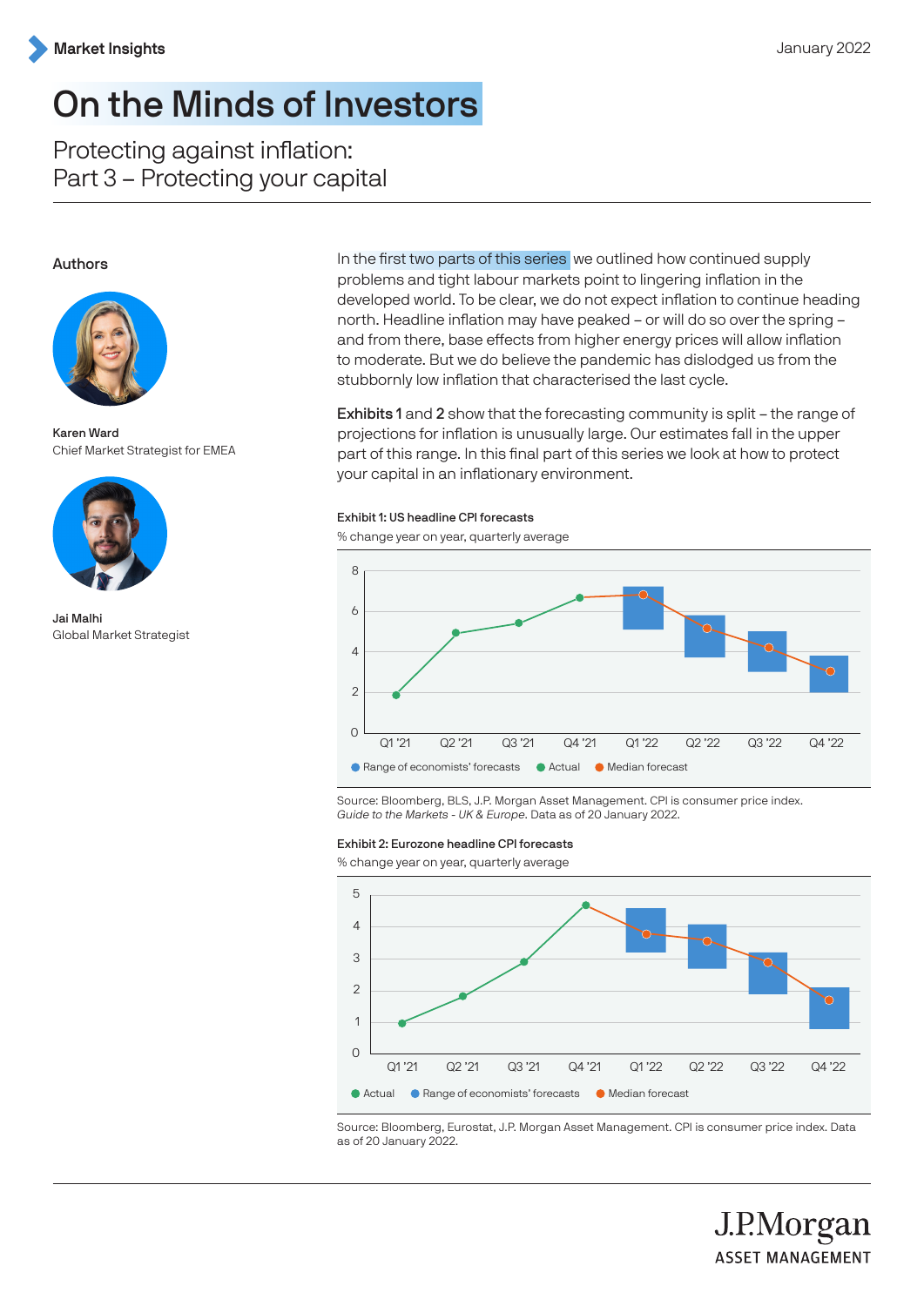Market Insights

January 2022

# On the Minds of Investors

## Protecting against inflation: Part 3 – Protecting your capital

**Authors**

**Karen Ward**
Chief Market Strategist for EMEA

**Jai Malhi**
Global Market Strategist

In the first two parts of this series we outlined how continued supply problems and tight labour markets point to lingering inflation in the developed world. To be clear, we do not expect inflation to continue heading north. Headline inflation may have peaked – or will do so over the spring – and from there, base effects from higher energy prices will allow inflation to moderate. But we do believe the pandemic has dislodged us from the stubbornly low inflation that characterised the last cycle.

**Exhibits 1** and **2** show that the forecasting community is split – the range of projections for inflation is unusually large. Our estimates fall in the upper part of this range. In this final part of this series we look at how to protect your capital in an inflationary environment.

**Exhibit 1: US headline CPI forecasts**
% change year on year, quarterly average

Source: Bloomberg, BLS, J.P. Morgan Asset Management. CPI is consumer price index. *Guide to the Markets - UK & Europe*. Data as of 20 January 2022.

**Exhibit 2: Eurozone headline CPI forecasts**
% change year on year, quarterly average

Source: Bloomberg, Eurostat, J.P. Morgan Asset Management. CPI is consumer price index. Data as of 20 January 2022.

J.P.Morgan
ASSET MANAGEMENT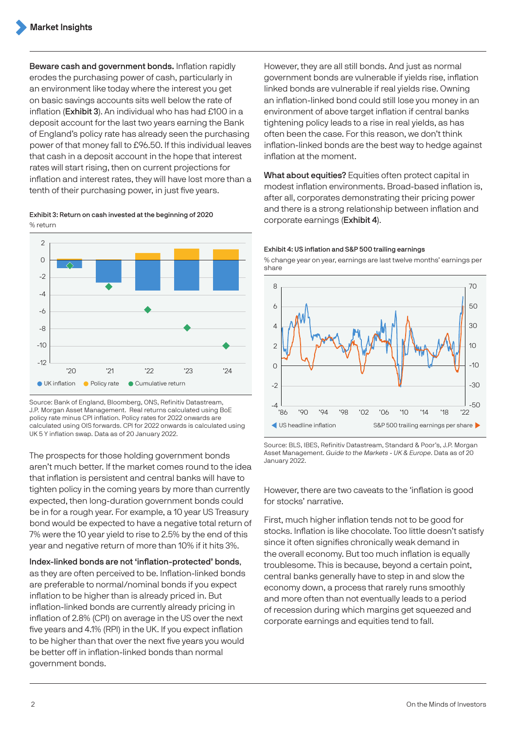**Beware cash and government bonds.** Inflation rapidly erodes the purchasing power of cash, particularly in an environment like today where the interest you get on basic savings accounts sits well below the rate of inflation (**Exhibit 3**). An individual who has had £100 in a deposit account for the last two years earning the Bank of England's policy rate has already seen the purchasing power of that money fall to £96.50. If this individual leaves that cash in a deposit account in the hope that interest rates will start rising, then on current projections for inflation and interest rates, they will have lost more than a tenth of their purchasing power, in just five years.

**Exhibit 3: Return on cash invested at the beginning of 2020**

% return

UK inflation · Policy rate · Cumulative return

Source: Bank of England, Bloomberg, ONS, Refinitiv Datastream, J.P. Morgan Asset Management. Real returns calculated using BoE policy rate minus CPI inflation. Policy rates for 2022 onwards are calculated using OIS forwards. CPI for 2022 onwards is calculated using UK 5 Y inflation swap. Data as of 20 January 2022.

The prospects for those holding government bonds aren't much better. If the market comes round to the idea that inflation is persistent and central banks will have to tighten policy in the coming years by more than currently expected, then long-duration government bonds could be in for a rough year. For example, a 10 year US Treasury bond would be expected to have a negative total return of 7% were the 10 year yield to rise to 2.5% by the end of this year and negative return of more than 10% if it hits 3%.

**Index-linked bonds are not 'inflation-protected' bonds**, as they are often perceived to be. Inflation-linked bonds are preferable to normal/nominal bonds if you expect inflation to be higher than is already priced in. But inflation-linked bonds are currently already pricing in inflation of 2.8% (CPI) on average in the US over the next five years and 4.1% (RPI) in the UK. If you expect inflation to be higher than that over the next five years you would be better off in inflation-linked bonds than normal government bonds.

However, they are all still bonds. And just as normal government bonds are vulnerable if yields rise, inflation linked bonds are vulnerable if real yields rise. Owning an inflation-linked bond could still lose you money in an environment of above target inflation if central banks tightening policy leads to a rise in real yields, as has often been the case. For this reason, we don't think inflation-linked bonds are the best way to hedge against inflation at the moment.

**What about equities?** Equities often protect capital in modest inflation environments. Broad-based inflation is, after all, corporates demonstrating their pricing power and there is a strong relationship between inflation and corporate earnings (**Exhibit 4**).

**Exhibit 4: US inflation and S&P 500 trailing earnings**

% change year on year, earnings are last twelve months' earnings per share

US headline inflation · S&P 500 trailing earnings per share

Source: BLS, IBES, Refinitiv Datastream, Standard & Poor's, J.P. Morgan Asset Management. *Guide to the Markets - UK & Europe*. Data as of 20 January 2022.

However, there are two caveats to the 'inflation is good for stocks' narrative.

First, much higher inflation tends not to be good for stocks. Inflation is like chocolate. Too little doesn't satisfy since it often signifies chronically weak demand in the overall economy. But too much inflation is equally troublesome. This is because, beyond a certain point, central banks generally have to step in and slow the economy down, a process that rarely runs smoothly and more often than not eventually leads to a period of recession during which margins get squeezed and corporate earnings and equities tend to fall.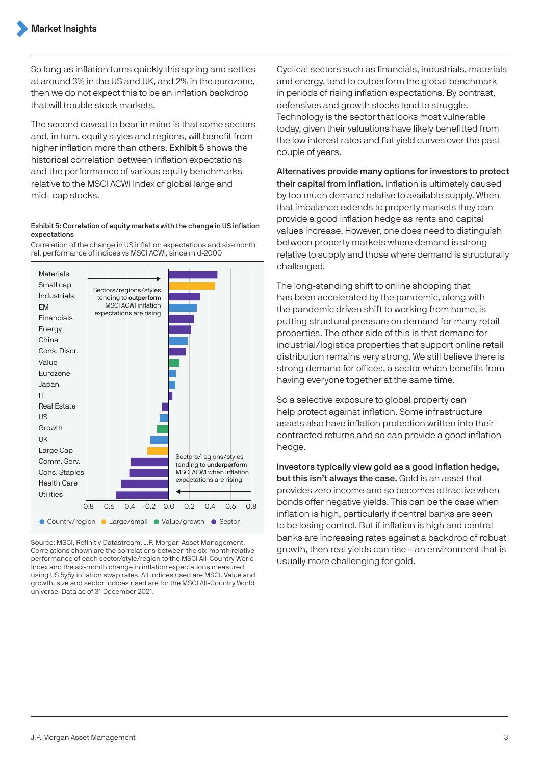So long as inflation turns quickly this spring and settles at around 3% in the US and UK, and 2% in the eurozone, then we do not expect this to be an inflation backdrop that will trouble stock markets.

The second caveat to bear in mind is that some sectors and, in turn, equity styles and regions, will benefit from higher inflation more than others. **Exhibit 5** shows the historical correlation between inflation expectations and the performance of various equity benchmarks relative to the MSCI ACWI Index of global large and mid- cap stocks.

**Exhibit 5: Correlation of equity markets with the change in US inflation expectations**

Correlation of the change in US inflation expectations and six-month rel. performance of indices vs MSCI ACWI, since mid-2000

Materials, Small cap, Industrials, EM, Financials, Energy, China, Cons. Discr., Value, Eurozone, Japan, IT, Real Estate, US, Growth, UK, Large Cap, Comm. Serv., Cons. Staples, Health Care, Utilities

Sectors/regions/styles tending to **outperform** MSCI ACWI inflation expectations are rising

Sectors/regions/styles tending to **underperform** MSCI ACWI when inflation expectations are rising

-0.8 -0.6 -0.4 -0.2 0.0 0.2 0.4 0.6 0.8

● Country/region ● Large/small ● Value/growth ● Sector

Source: MSCI, Refinitiv Datastream, J.P. Morgan Asset Management. Correlations shown are the correlations between the six-month relative performance of each sector/style/region to the MSCI All-Country World Index and the six-month change in inflation expectations measured using US 5y5y inflation swap rates. All indices used are MSCI. Value and growth, size and sector indices used are for the MSCI All-Country World universe. Data as of 31 December 2021.

Cyclical sectors such as financials, industrials, materials and energy, tend to outperform the global benchmark in periods of rising inflation expectations. By contrast, defensives and growth stocks tend to struggle. Technology is the sector that looks most vulnerable today, given their valuations have likely benefitted from the low interest rates and flat yield curves over the past couple of years.

**Alternatives provide many options for investors to protect their capital from inflation.** Inflation is ultimately caused by too much demand relative to available supply. When that imbalance extends to property markets they can provide a good inflation hedge as rents and capital values increase. However, one does need to distinguish between property markets where demand is strong relative to supply and those where demand is structurally challenged.

The long-standing shift to online shopping that has been accelerated by the pandemic, along with the pandemic driven shift to working from home, is putting structural pressure on demand for many retail properties. The other side of this is that demand for industrial/logistics properties that support online retail distribution remains very strong. We still believe there is strong demand for offices, a sector which benefits from having everyone together at the same time.

So a selective exposure to global property can help protect against inflation. Some infrastructure assets also have inflation protection written into their contracted returns and so can provide a good inflation hedge.

**Investors typically view gold as a good inflation hedge, but this isn't always the case.** Gold is an asset that provides zero income and so becomes attractive when bonds offer negative yields. This can be the case when inflation is high, particularly if central banks are seen to be losing control. But if inflation is high and central banks are increasing rates against a backdrop of robust growth, then real yields can rise – an environment that is usually more challenging for gold.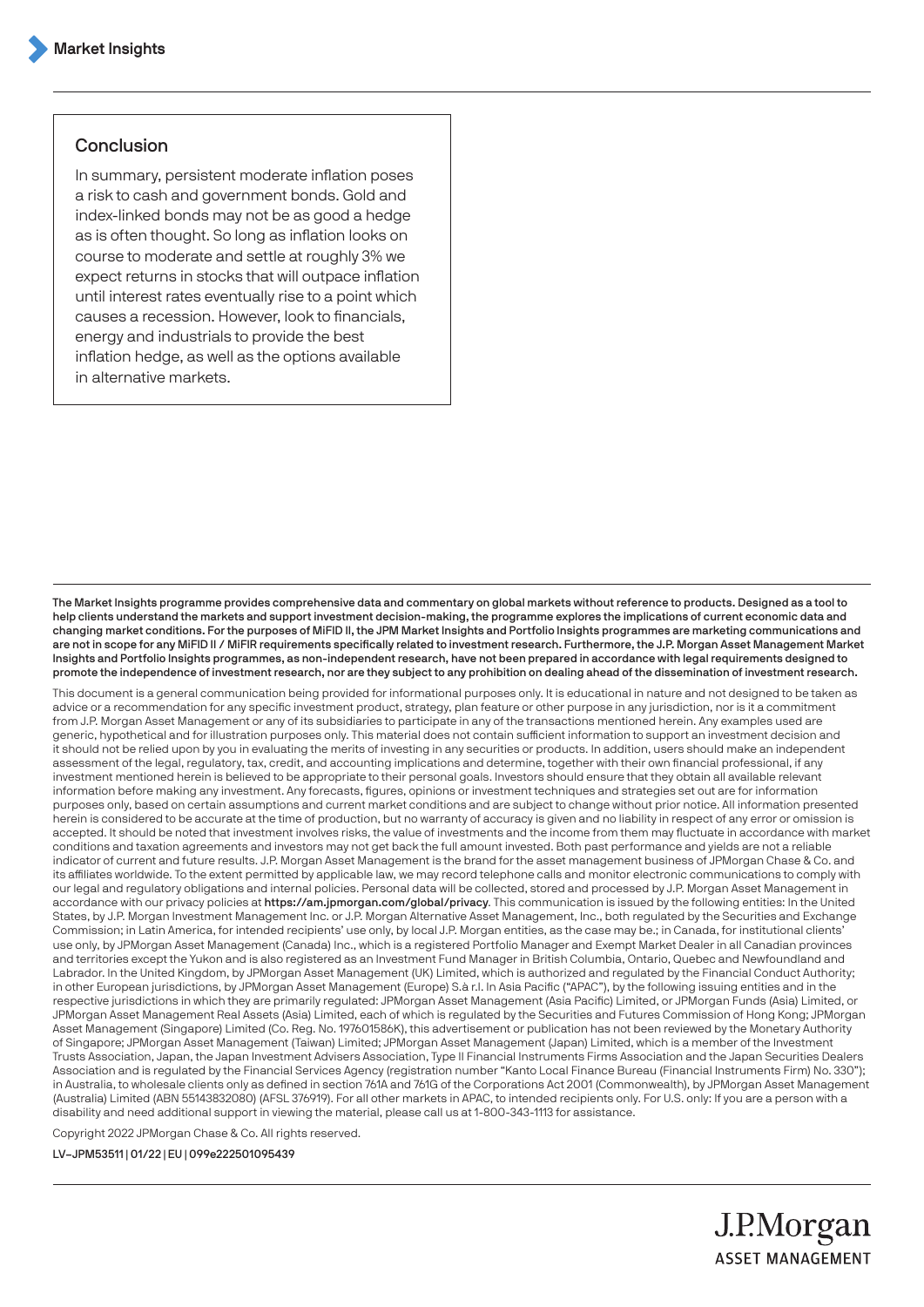## Conclusion

In summary, persistent moderate inflation poses a risk to cash and government bonds. Gold and index-linked bonds may not be as good a hedge as is often thought. So long as inflation looks on course to moderate and settle at roughly 3% we expect returns in stocks that will outpace inflation until interest rates eventually rise to a point which causes a recession. However, look to financials, energy and industrials to provide the best inflation hedge, as well as the options available in alternative markets.

**The Market Insights programme provides comprehensive data and commentary on global markets without reference to products. Designed as a tool to help clients understand the markets and support investment decision-making, the programme explores the implications of current economic data and changing market conditions. For the purposes of MiFID II, the JPM Market Insights and Portfolio Insights programmes are marketing communications and are not in scope for any MiFID II / MiFIR requirements specifically related to investment research. Furthermore, the J.P. Morgan Asset Management Market Insights and Portfolio Insights programmes, as non-independent research, have not been prepared in accordance with legal requirements designed to promote the independence of investment research, nor are they subject to any prohibition on dealing ahead of the dissemination of investment research.**

This document is a general communication being provided for informational purposes only. It is educational in nature and not designed to be taken as advice or a recommendation for any specific investment product, strategy, plan feature or other purpose in any jurisdiction, nor is it a commitment from J.P. Morgan Asset Management or any of its subsidiaries to participate in any of the transactions mentioned herein. Any examples used are generic, hypothetical and for illustration purposes only. This material does not contain sufficient information to support an investment decision and it should not be relied upon by you in evaluating the merits of investing in any securities or products. In addition, users should make an independent assessment of the legal, regulatory, tax, credit, and accounting implications and determine, together with their own financial professional, if any investment mentioned herein is believed to be appropriate to their personal goals. Investors should ensure that they obtain all available relevant information before making any investment. Any forecasts, figures, opinions or investment techniques and strategies set out are for information purposes only, based on certain assumptions and current market conditions and are subject to change without prior notice. All information presented herein is considered to be accurate at the time of production, but no warranty of accuracy is given and no liability in respect of any error or omission is accepted. It should be noted that investment involves risks, the value of investments and the income from them may fluctuate in accordance with market conditions and taxation agreements and investors may not get back the full amount invested. Both past performance and yields are not a reliable indicator of current and future results. J.P. Morgan Asset Management is the brand for the asset management business of JPMorgan Chase & Co. and its affiliates worldwide. To the extent permitted by applicable law, we may record telephone calls and monitor electronic communications to comply with our legal and regulatory obligations and internal policies. Personal data will be collected, stored and processed by J.P. Morgan Asset Management in accordance with our privacy policies at **https://am.jpmorgan.com/global/privacy**. This communication is issued by the following entities: In the United States, by J.P. Morgan Investment Management Inc. or J.P. Morgan Alternative Asset Management, Inc., both regulated by the Securities and Exchange Commission; in Latin America, for intended recipients' use only, by local J.P. Morgan entities, as the case may be.; in Canada, for institutional clients' use only, by JPMorgan Asset Management (Canada) Inc., which is a registered Portfolio Manager and Exempt Market Dealer in all Canadian provinces and territories except the Yukon and is also registered as an Investment Fund Manager in British Columbia, Ontario, Quebec and Newfoundland and Labrador. In the United Kingdom, by JPMorgan Asset Management (UK) Limited, which is authorized and regulated by the Financial Conduct Authority; in other European jurisdictions, by JPMorgan Asset Management (Europe) S.à r.l. In Asia Pacific ("APAC"), by the following issuing entities and in the respective jurisdictions in which they are primarily regulated: JPMorgan Asset Management (Asia Pacific) Limited, or JPMorgan Funds (Asia) Limited, or JPMorgan Asset Management Real Assets (Asia) Limited, each of which is regulated by the Securities and Futures Commission of Hong Kong; JPMorgan Asset Management (Singapore) Limited (Co. Reg. No. 197601586K), this advertisement or publication has not been reviewed by the Monetary Authority of Singapore; JPMorgan Asset Management (Taiwan) Limited; JPMorgan Asset Management (Japan) Limited, which is a member of the Investment Trusts Association, Japan, the Japan Investment Advisers Association, Type II Financial Instruments Firms Association and the Japan Securities Dealers Association and is regulated by the Financial Services Agency (registration number "Kanto Local Finance Bureau (Financial Instruments Firm) No. 330"); in Australia, to wholesale clients only as defined in section 761A and 761G of the Corporations Act 2001 (Commonwealth), by JPMorgan Asset Management (Australia) Limited (ABN 55143832080) (AFSL 376919). For all other markets in APAC, to intended recipients only. For U.S. only: If you are a person with a disability and need additional support in viewing the material, please call us at 1-800-343-1113 for assistance.

Copyright 2022 JPMorgan Chase & Co. All rights reserved.

**LV–JPM53511 | 01/22 | EU | 099e222501095439**

J.P.Morgan
ASSET MANAGEMENT